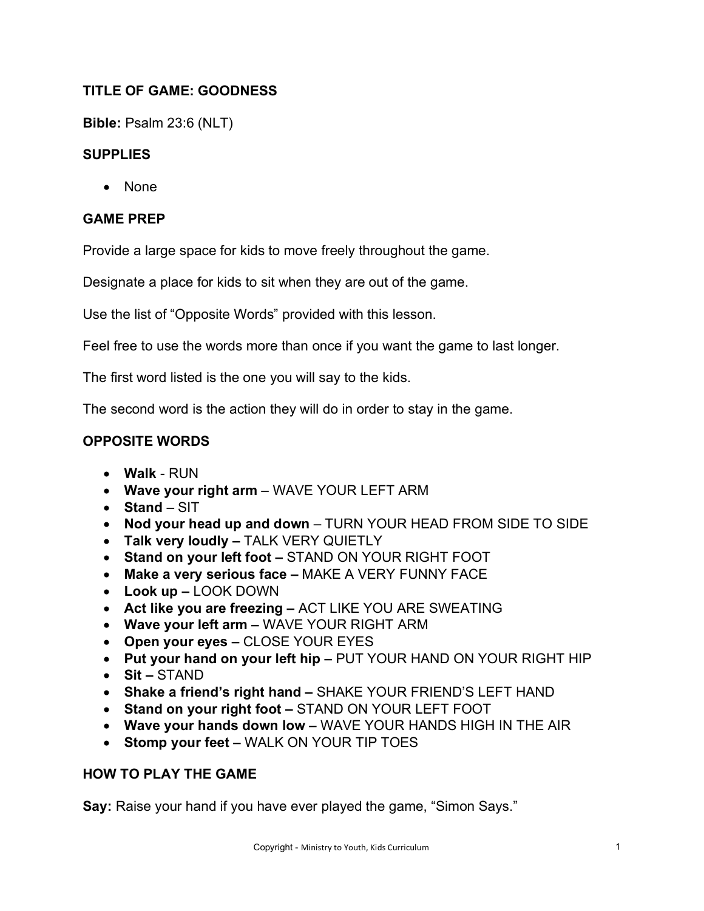## TITLE OF GAME: GOODNESS

**Bible:** Psalm 23:6 (NLT)

### SUPPLIES

- None

### GAME PREP

Provide a large space for kids to move freely throughout the game.

Designate a place for kids to sit when they are out of the game.

Use the list of "Opposite Words" provided with this lesson.

Feel free to use the words more than once if you want the game to last longer.

The first word listed is the one you will say to the kids.

The second word is the action they will do in order to stay in the game.

### OPPOSITE WORDS

- **Walk** - RUN
- **Wave your right arm** – WAVE YOUR LEFT ARM
- **Stand** – SIT
- **Nod your head up and down** – TURN YOUR HEAD FROM SIDE TO SIDE
- **Talk very loudly –** TALK VERY QUIETLY
- **Stand on your left foot –** STAND ON YOUR RIGHT FOOT
- **Make a very serious face –** MAKE A VERY FUNNY FACE
- **Look up –** LOOK DOWN
- **Act like you are freezing –** ACT LIKE YOU ARE SWEATING
- **Wave your left arm –** WAVE YOUR RIGHT ARM
- **Open your eyes –** CLOSE YOUR EYES
- **Put your hand on your left hip –** PUT YOUR HAND ON YOUR RIGHT HIP
- **Sit –** STAND
- **Shake a friend's right hand –** SHAKE YOUR FRIEND'S LEFT HAND
- **Stand on your right foot –** STAND ON YOUR LEFT FOOT
- **Wave your hands down low –** WAVE YOUR HANDS HIGH IN THE AIR
- **Stomp your feet –** WALK ON YOUR TIP TOES

### HOW TO PLAY THE GAME

**Say:** Raise your hand if you have ever played the game, "Simon Says."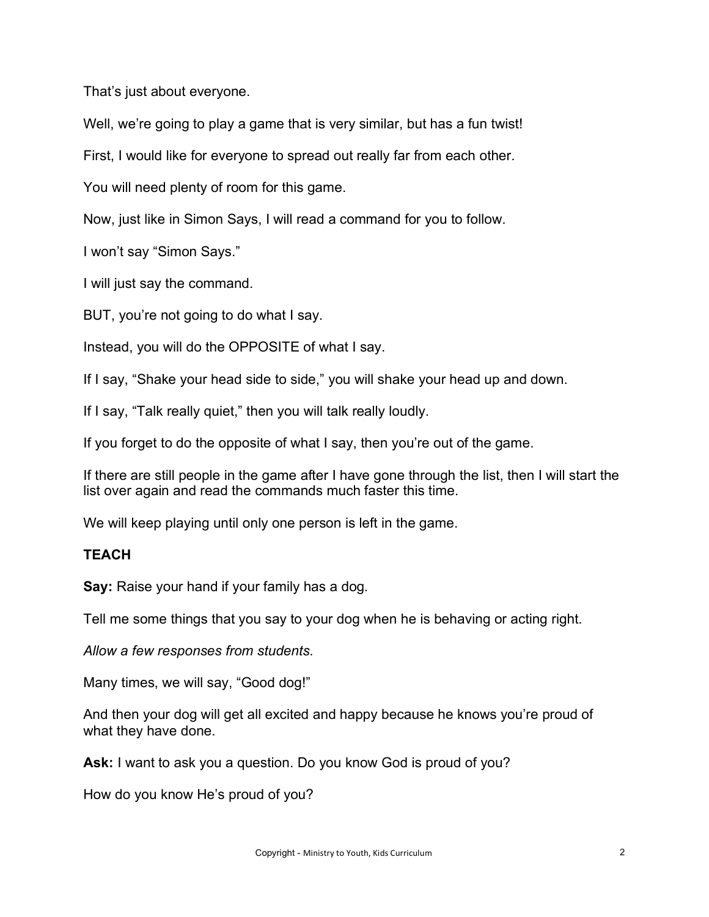That's just about everyone.

Well, we're going to play a game that is very similar, but has a fun twist!

First, I would like for everyone to spread out really far from each other.

You will need plenty of room for this game.

Now, just like in Simon Says, I will read a command for you to follow.

I won't say "Simon Says."

I will just say the command.

BUT, you're not going to do what I say.

Instead, you will do the OPPOSITE of what I say.

If I say, "Shake your head side to side," you will shake your head up and down.

If I say, "Talk really quiet," then you will talk really loudly.

If you forget to do the opposite of what I say, then you're out of the game.

If there are still people in the game after I have gone through the list, then I will start the list over again and read the commands much faster this time.

We will keep playing until only one person is left in the game.

**TEACH**

**Say:** Raise your hand if your family has a dog.

Tell me some things that you say to your dog when he is behaving or acting right.

*Allow a few responses from students.*

Many times, we will say, "Good dog!"

And then your dog will get all excited and happy because he knows you're proud of what they have done.

**Ask:** I want to ask you a question. Do you know God is proud of you?

How do you know He's proud of you?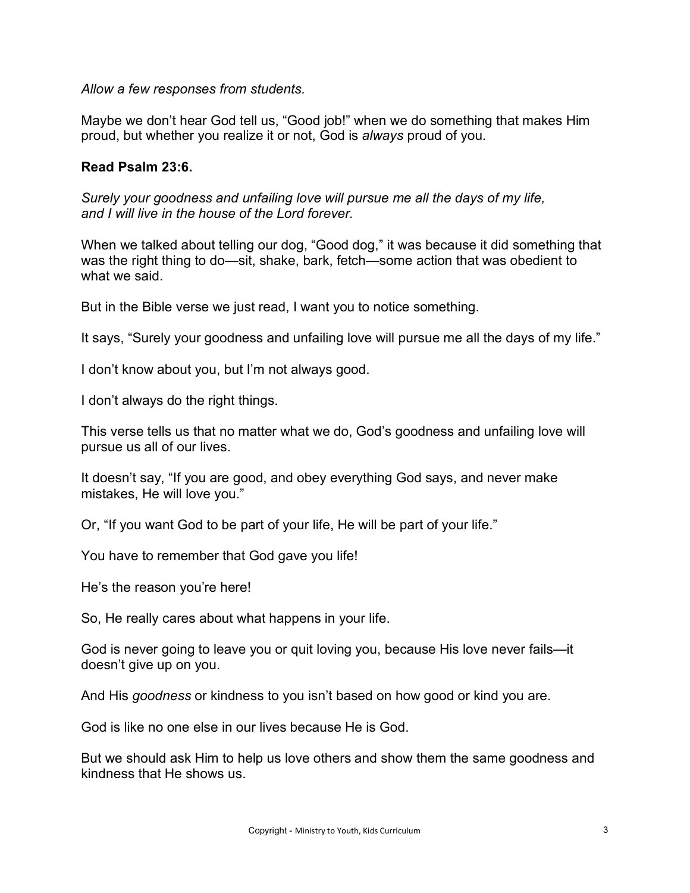*Allow a few responses from students.*

Maybe we don't hear God tell us, "Good job!" when we do something that makes Him proud, but whether you realize it or not, God is *always* proud of you.

**Read Psalm 23:6.**

*Surely your goodness and unfailing love will pursue me all the days of my life,*
*and I will live in the house of the Lord forever.*

When we talked about telling our dog, "Good dog," it was because it did something that was the right thing to do—sit, shake, bark, fetch—some action that was obedient to what we said.

But in the Bible verse we just read, I want you to notice something.

It says, "Surely your goodness and unfailing love will pursue me all the days of my life."

I don't know about you, but I'm not always good.

I don't always do the right things.

This verse tells us that no matter what we do, God's goodness and unfailing love will pursue us all of our lives.

It doesn't say, "If you are good, and obey everything God says, and never make mistakes, He will love you."

Or, "If you want God to be part of your life, He will be part of your life."

You have to remember that God gave you life!

He's the reason you're here!

So, He really cares about what happens in your life.

God is never going to leave you or quit loving you, because His love never fails—it doesn't give up on you.

And His *goodness* or kindness to you isn't based on how good or kind you are.

God is like no one else in our lives because He is God.

But we should ask Him to help us love others and show them the same goodness and kindness that He shows us.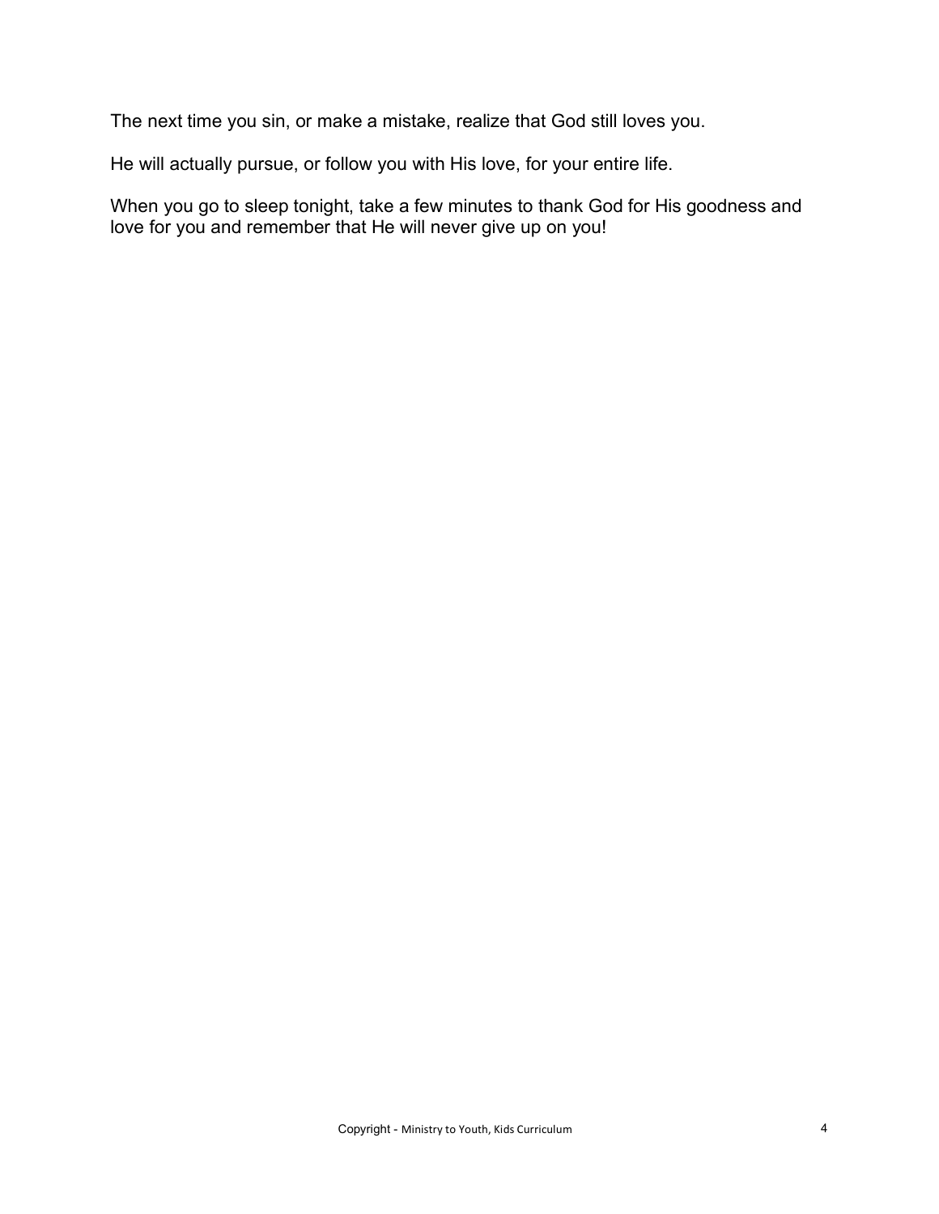The next time you sin, or make a mistake, realize that God still loves you.

He will actually pursue, or follow you with His love, for your entire life.

When you go to sleep tonight, take a few minutes to thank God for His goodness and love for you and remember that He will never give up on you!